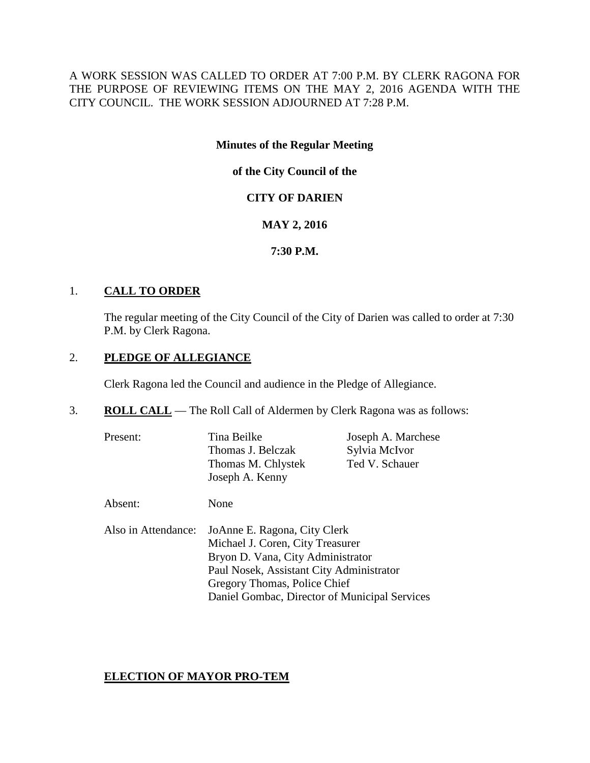A WORK SESSION WAS CALLED TO ORDER AT 7:00 P.M. BY CLERK RAGONA FOR THE PURPOSE OF REVIEWING ITEMS ON THE MAY 2, 2016 AGENDA WITH THE CITY COUNCIL. THE WORK SESSION ADJOURNED AT 7:28 P.M.

**Minutes of the Regular Meeting**

**of the City Council of the**

**CITY OF DARIEN**

**MAY 2, 2016**

**7:30 P.M.**

1. **CALL TO ORDER**

   The regular meeting of the City Council of the City of Darien was called to order at 7:30 P.M. by Clerk Ragona.

2. **PLEDGE OF ALLEGIANCE**

   Clerk Ragona led the Council and audience in the Pledge of Allegiance.

3. **ROLL CALL** — The Roll Call of Aldermen by Clerk Ragona was as follows:

   Present:
   - Tina Beilke
   - Thomas J. Belczak
   - Thomas M. Chlystek
   - Joseph A. Kenny
   - Joseph A. Marchese
   - Sylvia McIvor
   - Ted V. Schauer

   Absent: None

   Also in Attendance:
   - JoAnne E. Ragona, City Clerk
   - Michael J. Coren, City Treasurer
   - Bryon D. Vana, City Administrator
   - Paul Nosek, Assistant City Administrator
   - Gregory Thomas, Police Chief
   - Daniel Gombac, Director of Municipal Services

**ELECTION OF MAYOR PRO-TEM**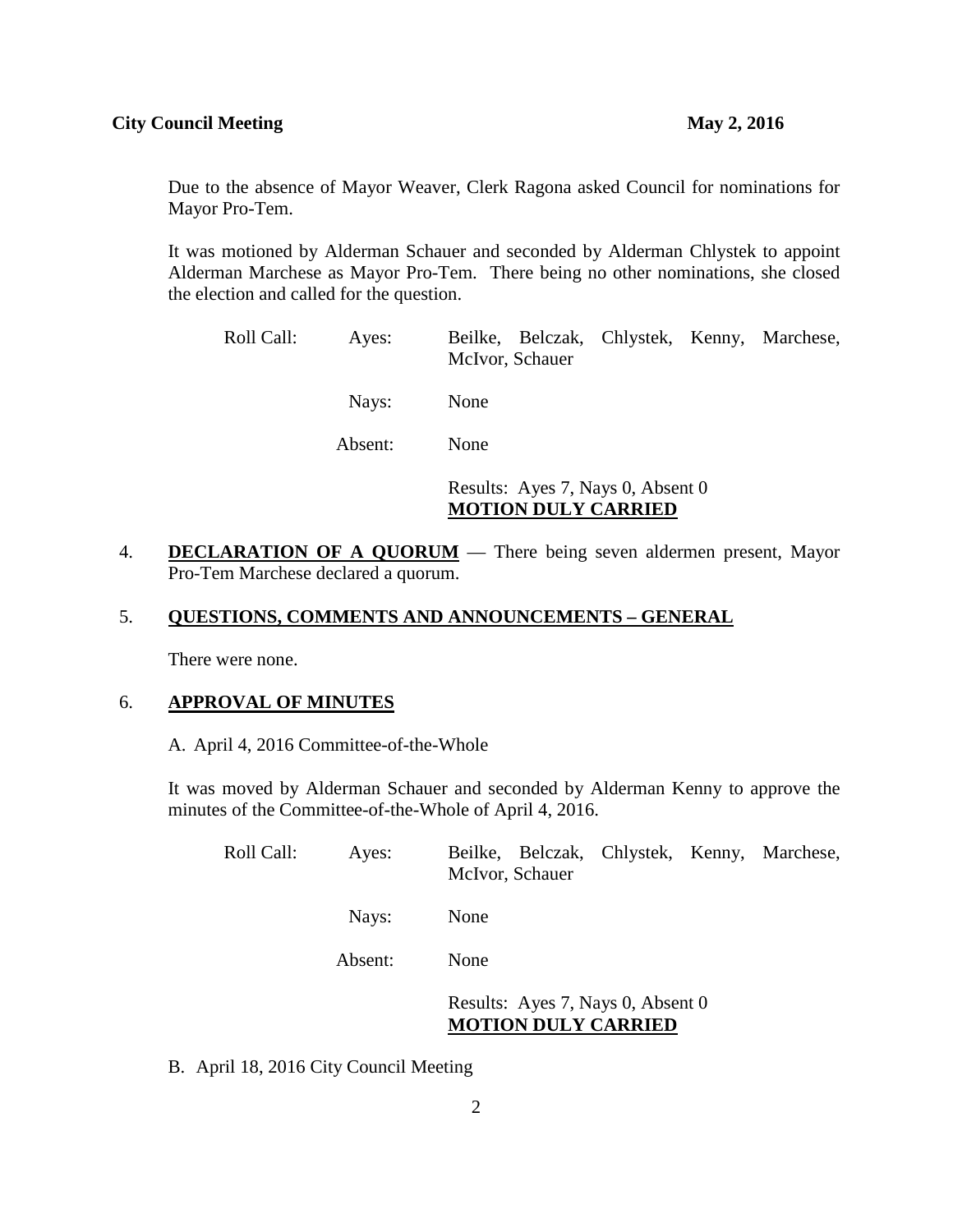Due to the absence of Mayor Weaver, Clerk Ragona asked Council for nominations for Mayor Pro-Tem.

It was motioned by Alderman Schauer and seconded by Alderman Chlystek to appoint Alderman Marchese as Mayor Pro-Tem. There being no other nominations, she closed the election and called for the question.

| Roll Call: | Ayes: | Beilke, Belczak, Chlystek, Kenny, Marchese, McIvor, Schauer |
|---|---|---|
| | Nays: | None |
| | Absent: | None |
| | | Results: Ayes 7, Nays 0, Absent 0 **MOTION DULY CARRIED** |

4. **DECLARATION OF A QUORUM** — There being seven aldermen present, Mayor Pro-Tem Marchese declared a quorum.

5. **QUESTIONS, COMMENTS AND ANNOUNCEMENTS – GENERAL**

   There were none.

6. **APPROVAL OF MINUTES**

   A. April 4, 2016 Committee-of-the-Whole

   It was moved by Alderman Schauer and seconded by Alderman Kenny to approve the minutes of the Committee-of-the-Whole of April 4, 2016.

| Roll Call: | Ayes: | Beilke, Belczak, Chlystek, Kenny, Marchese, McIvor, Schauer |
|---|---|---|
| | Nays: | None |
| | Absent: | None |
| | | Results: Ayes 7, Nays 0, Absent 0 **MOTION DULY CARRIED** |

   B. April 18, 2016 City Council Meeting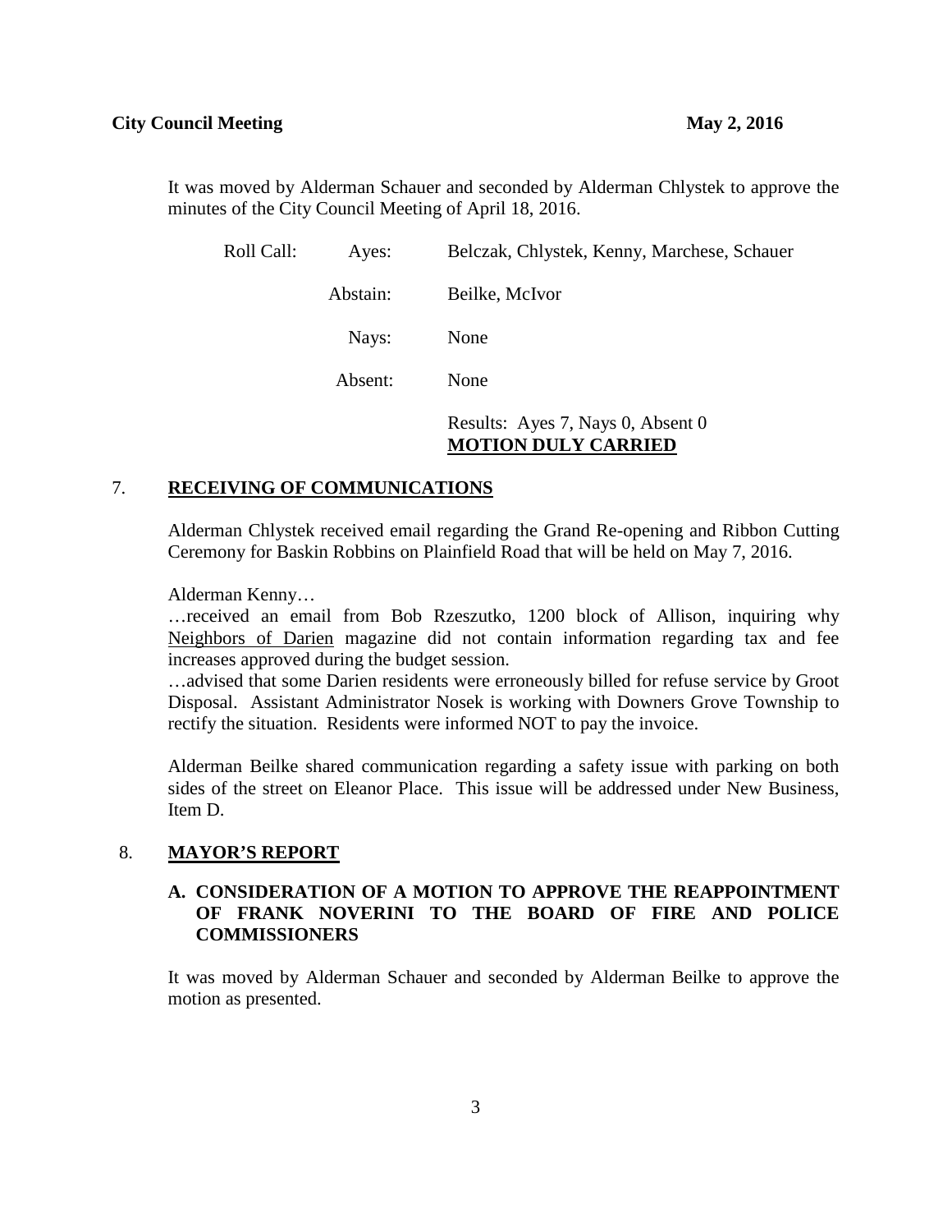It was moved by Alderman Schauer and seconded by Alderman Chlystek to approve the minutes of the City Council Meeting of April 18, 2016.

| Roll Call: | Ayes: | Belczak, Chlystek, Kenny, Marchese, Schauer |
|---|---|---|
| | Abstain: | Beilke, McIvor |
| | Nays: | None |
| | Absent: | None |

Results: Ayes 7, Nays 0, Absent 0
**MOTION DULY CARRIED**

## 7. RECEIVING OF COMMUNICATIONS

Alderman Chlystek received email regarding the Grand Re-opening and Ribbon Cutting Ceremony for Baskin Robbins on Plainfield Road that will be held on May 7, 2016.

Alderman Kenny…

…received an email from Bob Rzeszutko, 1200 block of Allison, inquiring why Neighbors of Darien magazine did not contain information regarding tax and fee increases approved during the budget session.

…advised that some Darien residents were erroneously billed for refuse service by Groot Disposal. Assistant Administrator Nosek is working with Downers Grove Township to rectify the situation. Residents were informed NOT to pay the invoice.

Alderman Beilke shared communication regarding a safety issue with parking on both sides of the street on Eleanor Place. This issue will be addressed under New Business, Item D.

## 8. MAYOR'S REPORT

### A. CONSIDERATION OF A MOTION TO APPROVE THE REAPPOINTMENT OF FRANK NOVERINI TO THE BOARD OF FIRE AND POLICE COMMISSIONERS

It was moved by Alderman Schauer and seconded by Alderman Beilke to approve the motion as presented.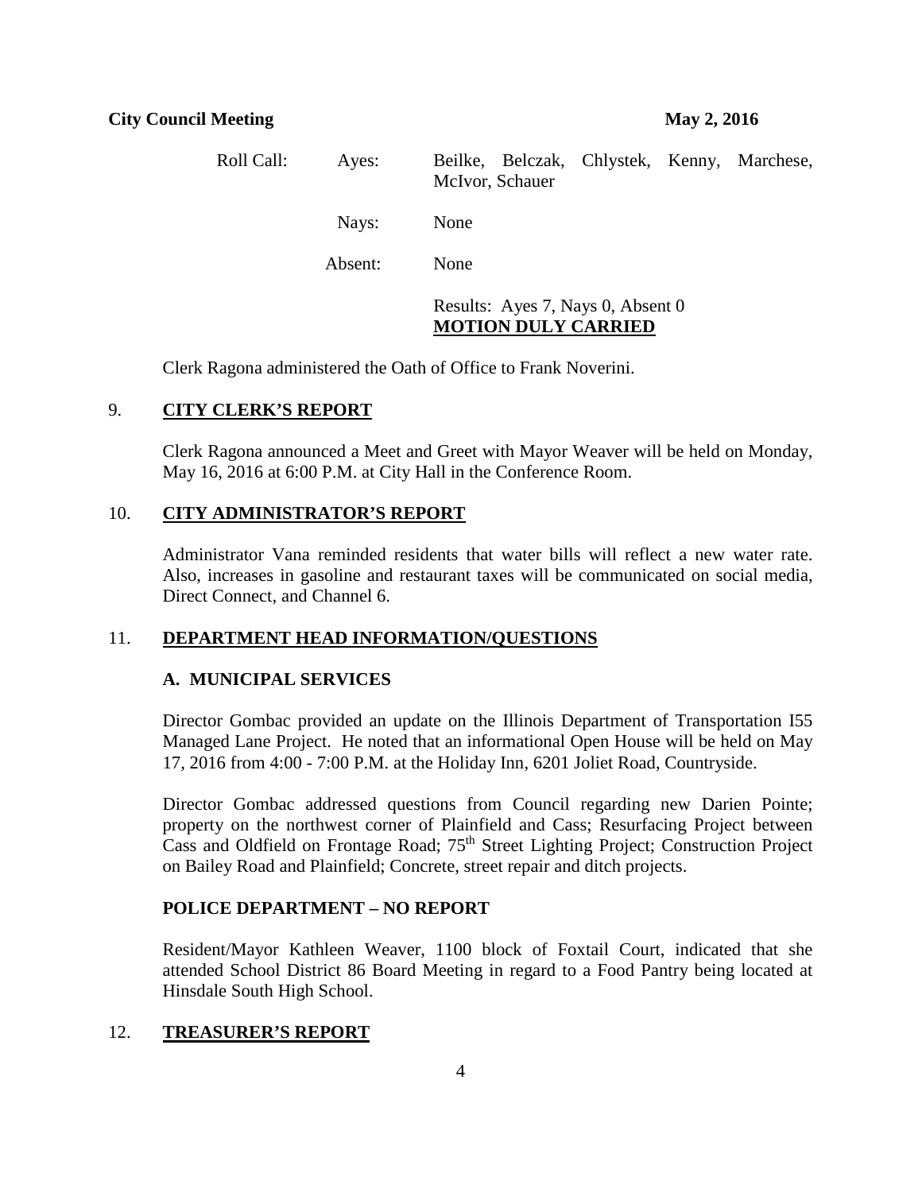Roll Call: Ayes: Beilke, Belczak, Chlystek, Kenny, Marchese, McIvor, Schauer

Nays: None

Absent: None

Results: Ayes 7, Nays 0, Absent 0
**MOTION DULY CARRIED**

Clerk Ragona administered the Oath of Office to Frank Noverini.

## 9. CITY CLERK'S REPORT

Clerk Ragona announced a Meet and Greet with Mayor Weaver will be held on Monday, May 16, 2016 at 6:00 P.M. at City Hall in the Conference Room.

## 10. CITY ADMINISTRATOR'S REPORT

Administrator Vana reminded residents that water bills will reflect a new water rate. Also, increases in gasoline and restaurant taxes will be communicated on social media, Direct Connect, and Channel 6.

## 11. DEPARTMENT HEAD INFORMATION/QUESTIONS

### A. MUNICIPAL SERVICES

Director Gombac provided an update on the Illinois Department of Transportation I55 Managed Lane Project. He noted that an informational Open House will be held on May 17, 2016 from 4:00 - 7:00 P.M. at the Holiday Inn, 6201 Joliet Road, Countryside.

Director Gombac addressed questions from Council regarding new Darien Pointe; property on the northwest corner of Plainfield and Cass; Resurfacing Project between Cass and Oldfield on Frontage Road; 75th Street Lighting Project; Construction Project on Bailey Road and Plainfield; Concrete, street repair and ditch projects.

### POLICE DEPARTMENT – NO REPORT

Resident/Mayor Kathleen Weaver, 1100 block of Foxtail Court, indicated that she attended School District 86 Board Meeting in regard to a Food Pantry being located at Hinsdale South High School.

## 12. TREASURER'S REPORT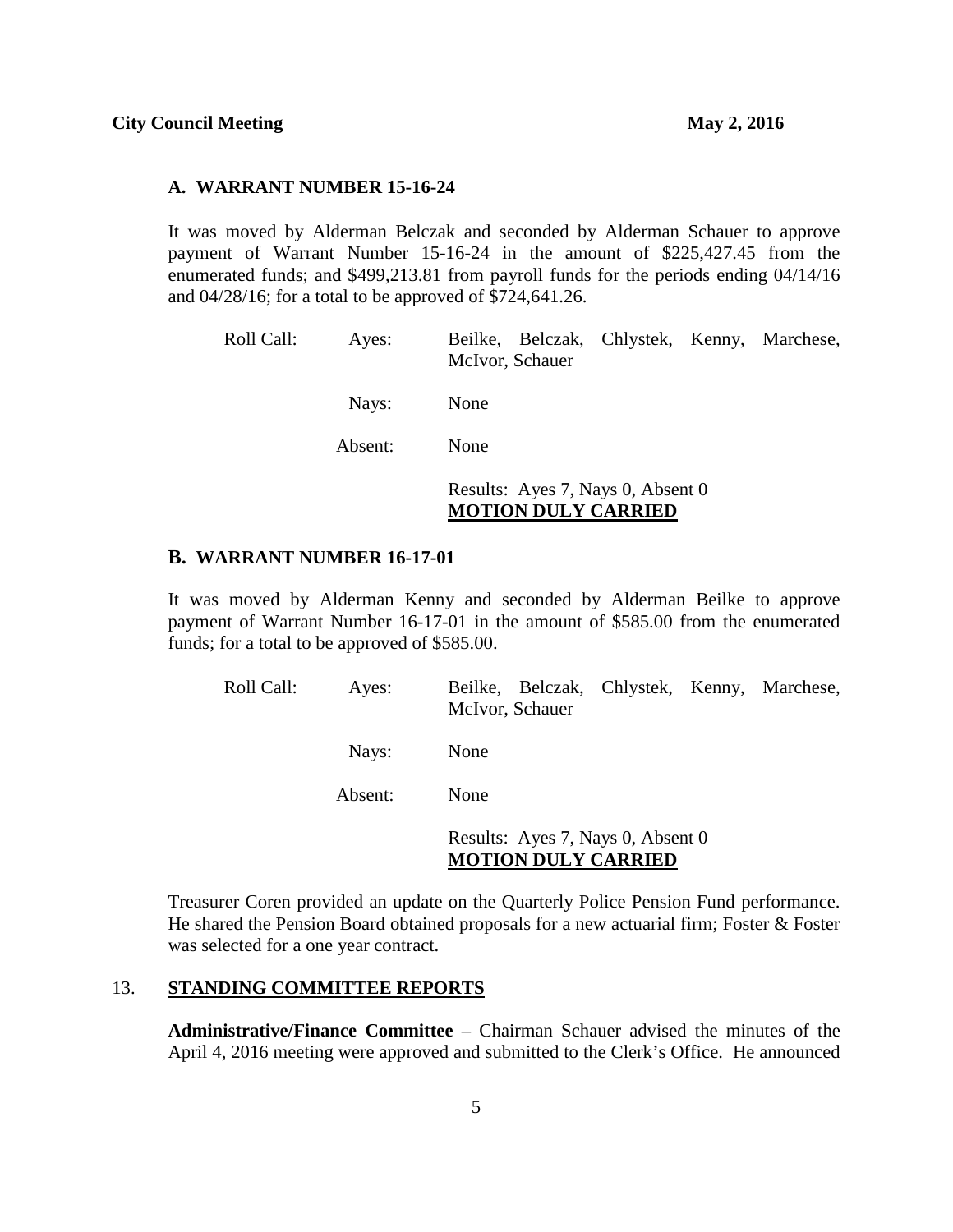### A. WARRANT NUMBER 15-16-24

It was moved by Alderman Belczak and seconded by Alderman Schauer to approve payment of Warrant Number 15-16-24 in the amount of $225,427.45 from the enumerated funds; and $499,213.81 from payroll funds for the periods ending 04/14/16 and 04/28/16; for a total to be approved of $724,641.26.

| Roll Call: | Ayes: | Beilke, Belczak, Chlystek, Kenny, Marchese, McIvor, Schauer |
|---|---|---|
| | Nays: | None |
| | Absent: | None |
| | | Results: Ayes 7, Nays 0, Absent 0 **MOTION DULY CARRIED** |

### B. WARRANT NUMBER 16-17-01

It was moved by Alderman Kenny and seconded by Alderman Beilke to approve payment of Warrant Number 16-17-01 in the amount of $585.00 from the enumerated funds; for a total to be approved of $585.00.

| Roll Call: | Ayes: | Beilke, Belczak, Chlystek, Kenny, Marchese, McIvor, Schauer |
|---|---|---|
| | Nays: | None |
| | Absent: | None |
| | | Results: Ayes 7, Nays 0, Absent 0 **MOTION DULY CARRIED** |

Treasurer Coren provided an update on the Quarterly Police Pension Fund performance. He shared the Pension Board obtained proposals for a new actuarial firm; Foster & Foster was selected for a one year contract.

## 13. STANDING COMMITTEE REPORTS

**Administrative/Finance Committee** – Chairman Schauer advised the minutes of the April 4, 2016 meeting were approved and submitted to the Clerk's Office. He announced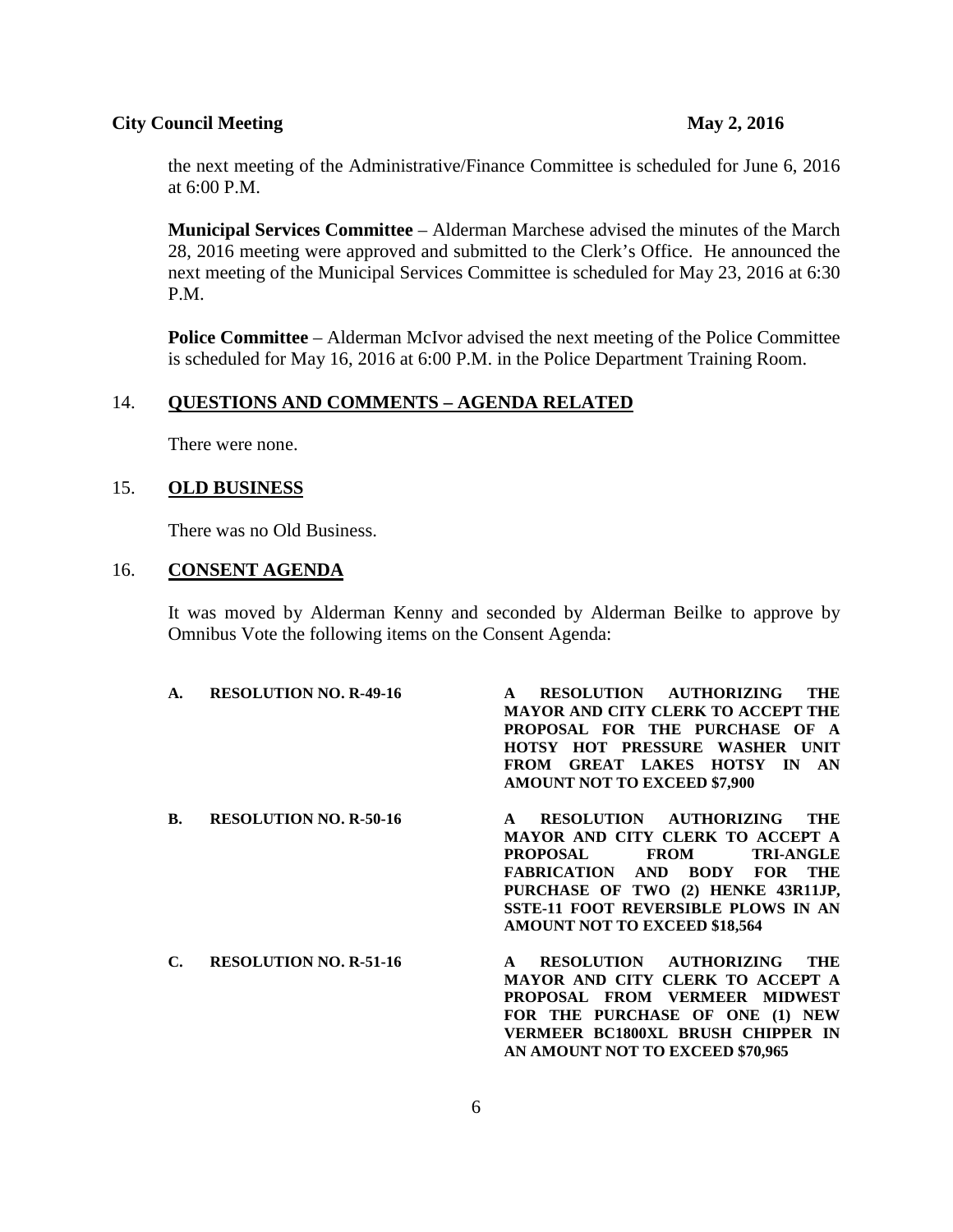the next meeting of the Administrative/Finance Committee is scheduled for June 6, 2016 at 6:00 P.M.

**Municipal Services Committee** – Alderman Marchese advised the minutes of the March 28, 2016 meeting were approved and submitted to the Clerk's Office. He announced the next meeting of the Municipal Services Committee is scheduled for May 23, 2016 at 6:30 P.M.

**Police Committee** – Alderman McIvor advised the next meeting of the Police Committee is scheduled for May 16, 2016 at 6:00 P.M. in the Police Department Training Room.

## 14. QUESTIONS AND COMMENTS – AGENDA RELATED

There were none.

## 15. OLD BUSINESS

There was no Old Business.

## 16. CONSENT AGENDA

It was moved by Alderman Kenny and seconded by Alderman Beilke to approve by Omnibus Vote the following items on the Consent Agenda:

**A. RESOLUTION NO. R-49-16** — **A RESOLUTION AUTHORIZING THE MAYOR AND CITY CLERK TO ACCEPT THE PROPOSAL FOR THE PURCHASE OF A HOTSY HOT PRESSURE WASHER UNIT FROM GREAT LAKES HOTSY IN AN AMOUNT NOT TO EXCEED $7,900**

**B. RESOLUTION NO. R-50-16** — **A RESOLUTION AUTHORIZING THE MAYOR AND CITY CLERK TO ACCEPT A PROPOSAL FROM TRI-ANGLE FABRICATION AND BODY FOR THE PURCHASE OF TWO (2) HENKE 43R11JP, SSTE-11 FOOT REVERSIBLE PLOWS IN AN AMOUNT NOT TO EXCEED $18,564**

**C. RESOLUTION NO. R-51-16** — **A RESOLUTION AUTHORIZING THE MAYOR AND CITY CLERK TO ACCEPT A PROPOSAL FROM VERMEER MIDWEST FOR THE PURCHASE OF ONE (1) NEW VERMEER BC1800XL BRUSH CHIPPER IN AN AMOUNT NOT TO EXCEED $70,965**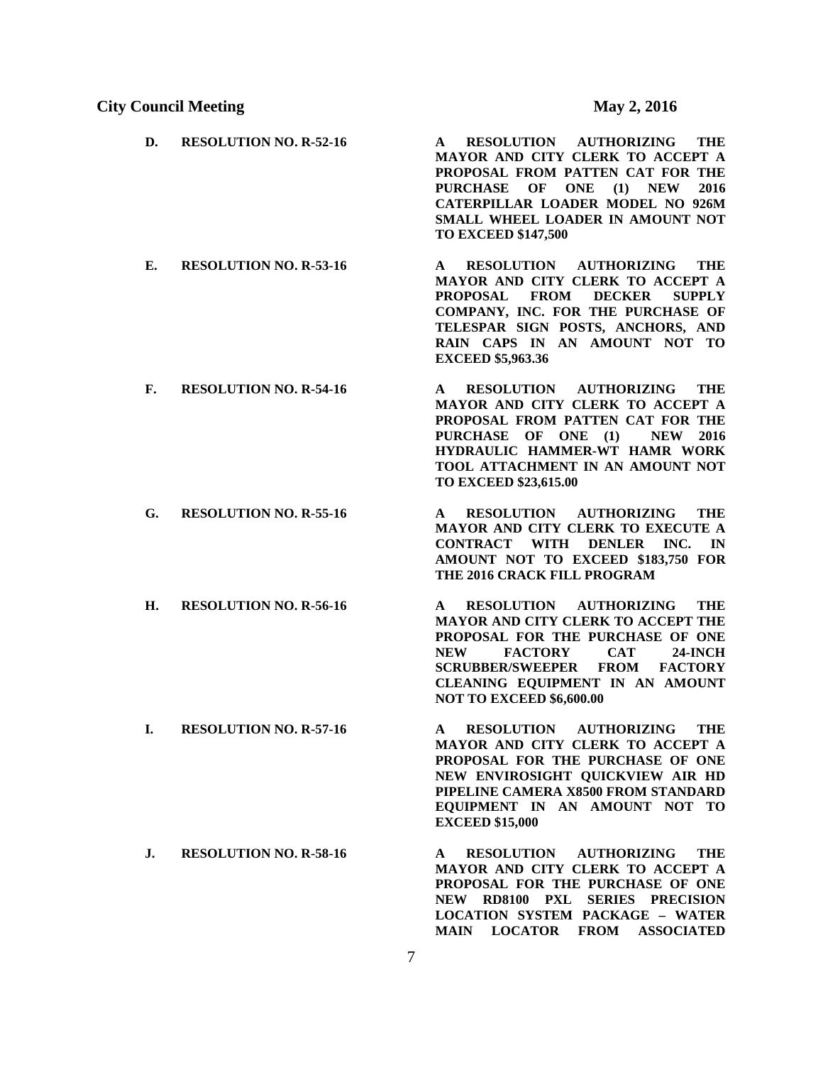D. **RESOLUTION NO. R-52-16** — **A RESOLUTION AUTHORIZING THE MAYOR AND CITY CLERK TO ACCEPT A PROPOSAL FROM PATTEN CAT FOR THE PURCHASE OF ONE (1) NEW 2016 CATERPILLAR LOADER MODEL NO 926M SMALL WHEEL LOADER IN AMOUNT NOT TO EXCEED $147,500**

E. **RESOLUTION NO. R-53-16** — **A RESOLUTION AUTHORIZING THE MAYOR AND CITY CLERK TO ACCEPT A PROPOSAL FROM DECKER SUPPLY COMPANY, INC. FOR THE PURCHASE OF TELESPAR SIGN POSTS, ANCHORS, AND RAIN CAPS IN AN AMOUNT NOT TO EXCEED $5,963.36**

F. **RESOLUTION NO. R-54-16** — **A RESOLUTION AUTHORIZING THE MAYOR AND CITY CLERK TO ACCEPT A PROPOSAL FROM PATTEN CAT FOR THE PURCHASE OF ONE (1) NEW 2016 HYDRAULIC HAMMER-WT HAMR WORK TOOL ATTACHMENT IN AN AMOUNT NOT TO EXCEED $23,615.00**

G. **RESOLUTION NO. R-55-16** — **A RESOLUTION AUTHORIZING THE MAYOR AND CITY CLERK TO EXECUTE A CONTRACT WITH DENLER INC. IN AMOUNT NOT TO EXCEED $183,750 FOR THE 2016 CRACK FILL PROGRAM**

H. **RESOLUTION NO. R-56-16** — **A RESOLUTION AUTHORIZING THE MAYOR AND CITY CLERK TO ACCEPT THE PROPOSAL FOR THE PURCHASE OF ONE NEW FACTORY CAT 24-INCH SCRUBBER/SWEEPER FROM FACTORY CLEANING EQUIPMENT IN AN AMOUNT NOT TO EXCEED $6,600.00**

I. **RESOLUTION NO. R-57-16** — **A RESOLUTION AUTHORIZING THE MAYOR AND CITY CLERK TO ACCEPT A PROPOSAL FOR THE PURCHASE OF ONE NEW ENVIROSIGHT QUICKVIEW AIR HD PIPELINE CAMERA X8500 FROM STANDARD EQUIPMENT IN AN AMOUNT NOT TO EXCEED $15,000**

J. **RESOLUTION NO. R-58-16** — **A RESOLUTION AUTHORIZING THE MAYOR AND CITY CLERK TO ACCEPT A PROPOSAL FOR THE PURCHASE OF ONE NEW RD8100 PXL SERIES PRECISION LOCATION SYSTEM PACKAGE – WATER MAIN LOCATOR FROM ASSOCIATED**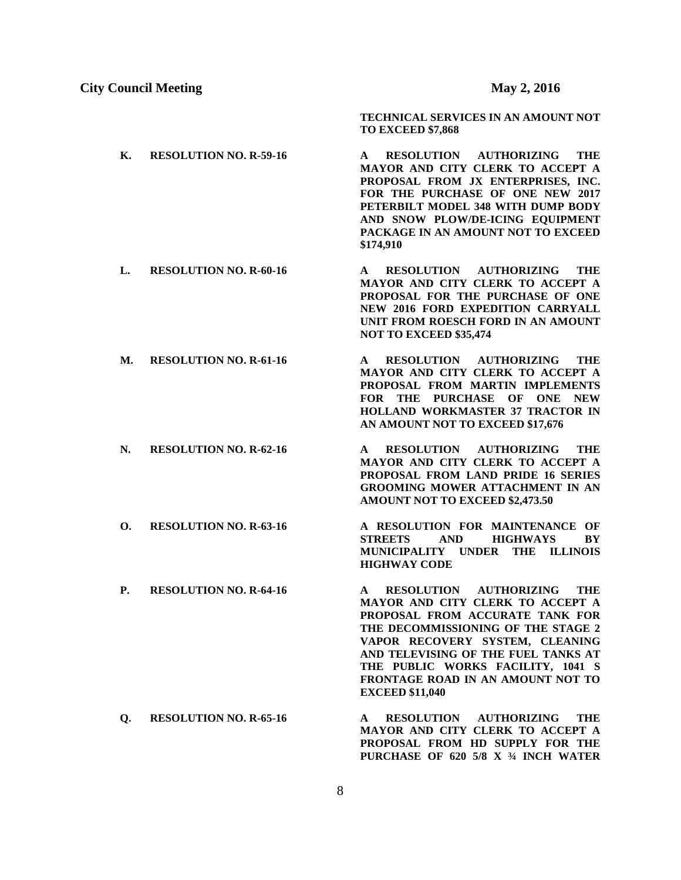**TECHNICAL SERVICES IN AN AMOUNT NOT TO EXCEED $7,868**

**K. RESOLUTION NO. R-59-16** — **A RESOLUTION AUTHORIZING THE MAYOR AND CITY CLERK TO ACCEPT A PROPOSAL FROM JX ENTERPRISES, INC. FOR THE PURCHASE OF ONE NEW 2017 PETERBILT MODEL 348 WITH DUMP BODY AND SNOW PLOW/DE-ICING EQUIPMENT PACKAGE IN AN AMOUNT NOT TO EXCEED $174,910**

**L. RESOLUTION NO. R-60-16** — **A RESOLUTION AUTHORIZING THE MAYOR AND CITY CLERK TO ACCEPT A PROPOSAL FOR THE PURCHASE OF ONE NEW 2016 FORD EXPEDITION CARRYALL UNIT FROM ROESCH FORD IN AN AMOUNT NOT TO EXCEED $35,474**

**M. RESOLUTION NO. R-61-16** — **A RESOLUTION AUTHORIZING THE MAYOR AND CITY CLERK TO ACCEPT A PROPOSAL FROM MARTIN IMPLEMENTS FOR THE PURCHASE OF ONE NEW HOLLAND WORKMASTER 37 TRACTOR IN AN AMOUNT NOT TO EXCEED $17,676**

**N. RESOLUTION NO. R-62-16** — **A RESOLUTION AUTHORIZING THE MAYOR AND CITY CLERK TO ACCEPT A PROPOSAL FROM LAND PRIDE 16 SERIES GROOMING MOWER ATTACHMENT IN AN AMOUNT NOT TO EXCEED $2,473.50**

**O. RESOLUTION NO. R-63-16** — **A RESOLUTION FOR MAINTENANCE OF STREETS AND HIGHWAYS BY MUNICIPALITY UNDER THE ILLINOIS HIGHWAY CODE**

**P. RESOLUTION NO. R-64-16** — **A RESOLUTION AUTHORIZING THE MAYOR AND CITY CLERK TO ACCEPT A PROPOSAL FROM ACCURATE TANK FOR THE DECOMMISSIONING OF THE STAGE 2 VAPOR RECOVERY SYSTEM, CLEANING AND TELEVISING OF THE FUEL TANKS AT THE PUBLIC WORKS FACILITY, 1041 S FRONTAGE ROAD IN AN AMOUNT NOT TO EXCEED $11,040**

**Q. RESOLUTION NO. R-65-16** — **A RESOLUTION AUTHORIZING THE MAYOR AND CITY CLERK TO ACCEPT A PROPOSAL FROM HD SUPPLY FOR THE PURCHASE OF 620 5/8 X ¾ INCH WATER**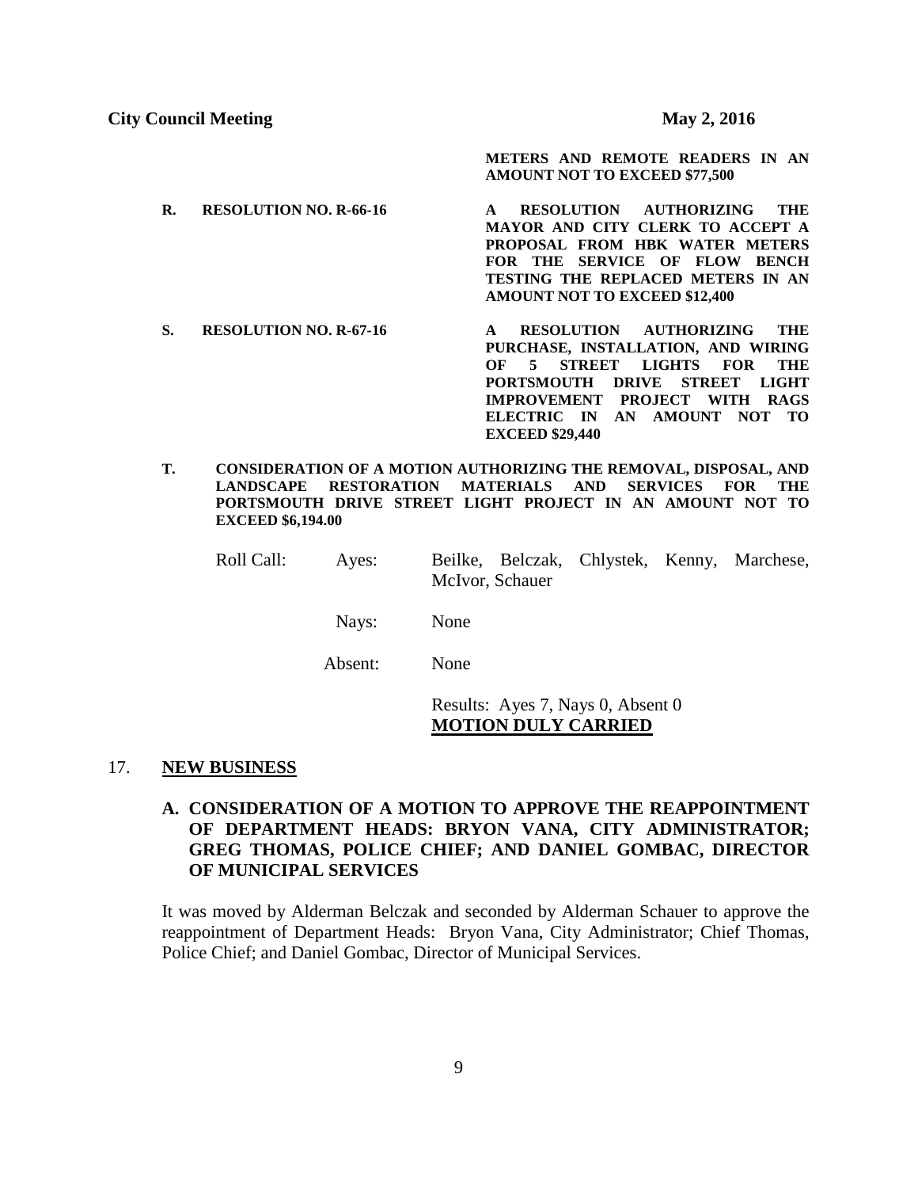METERS AND REMOTE READERS IN AN AMOUNT NOT TO EXCEED $77,500

**R. RESOLUTION NO. R-66-16** — **A RESOLUTION AUTHORIZING THE MAYOR AND CITY CLERK TO ACCEPT A PROPOSAL FROM HBK WATER METERS FOR THE SERVICE OF FLOW BENCH TESTING THE REPLACED METERS IN AN AMOUNT NOT TO EXCEED $12,400**

**S. RESOLUTION NO. R-67-16** — **A RESOLUTION AUTHORIZING THE PURCHASE, INSTALLATION, AND WIRING OF 5 STREET LIGHTS FOR THE PORTSMOUTH DRIVE STREET LIGHT IMPROVEMENT PROJECT WITH RAGS ELECTRIC IN AN AMOUNT NOT TO EXCEED $29,440**

**T. CONSIDERATION OF A MOTION AUTHORIZING THE REMOVAL, DISPOSAL, AND LANDSCAPE RESTORATION MATERIALS AND SERVICES FOR THE PORTSMOUTH DRIVE STREET LIGHT PROJECT IN AN AMOUNT NOT TO EXCEED $6,194.00**

Roll Call: Ayes: Beilke, Belczak, Chlystek, Kenny, Marchese, McIvor, Schauer

Nays: None

Absent: None

Results: Ayes 7, Nays 0, Absent 0
**MOTION DULY CARRIED**

## 17. NEW BUSINESS

### A. CONSIDERATION OF A MOTION TO APPROVE THE REAPPOINTMENT OF DEPARTMENT HEADS: BRYON VANA, CITY ADMINISTRATOR; GREG THOMAS, POLICE CHIEF; AND DANIEL GOMBAC, DIRECTOR OF MUNICIPAL SERVICES

It was moved by Alderman Belczak and seconded by Alderman Schauer to approve the reappointment of Department Heads: Bryon Vana, City Administrator; Chief Thomas, Police Chief; and Daniel Gombac, Director of Municipal Services.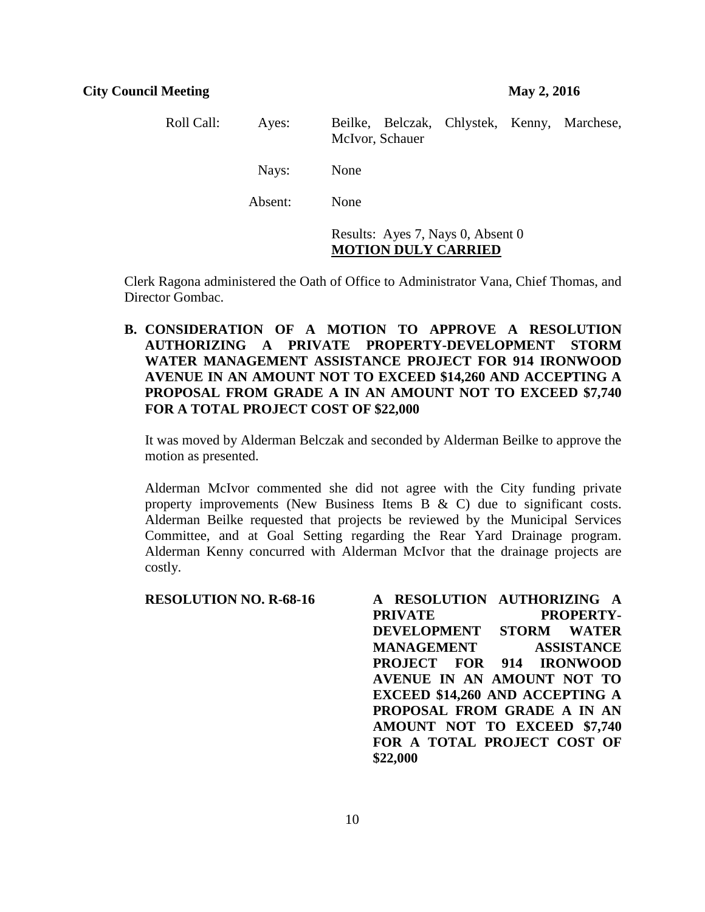Roll Call: Ayes: Beilke, Belczak, Chlystek, Kenny, Marchese, McIvor, Schauer

Nays: None

Absent: None

Results: Ayes 7, Nays 0, Absent 0
**MOTION DULY CARRIED**

Clerk Ragona administered the Oath of Office to Administrator Vana, Chief Thomas, and Director Gombac.

**B. CONSIDERATION OF A MOTION TO APPROVE A RESOLUTION AUTHORIZING A PRIVATE PROPERTY-DEVELOPMENT STORM WATER MANAGEMENT ASSISTANCE PROJECT FOR 914 IRONWOOD AVENUE IN AN AMOUNT NOT TO EXCEED $14,260 AND ACCEPTING A PROPOSAL FROM GRADE A IN AN AMOUNT NOT TO EXCEED $7,740 FOR A TOTAL PROJECT COST OF $22,000**

It was moved by Alderman Belczak and seconded by Alderman Beilke to approve the motion as presented.

Alderman McIvor commented she did not agree with the City funding private property improvements (New Business Items B & C) due to significant costs. Alderman Beilke requested that projects be reviewed by the Municipal Services Committee, and at Goal Setting regarding the Rear Yard Drainage program. Alderman Kenny concurred with Alderman McIvor that the drainage projects are costly.

**RESOLUTION NO. R-68-16** **A RESOLUTION AUTHORIZING A PRIVATE PROPERTY-DEVELOPMENT STORM WATER MANAGEMENT ASSISTANCE PROJECT FOR 914 IRONWOOD AVENUE IN AN AMOUNT NOT TO EXCEED $14,260 AND ACCEPTING A PROPOSAL FROM GRADE A IN AN AMOUNT NOT TO EXCEED $7,740 FOR A TOTAL PROJECT COST OF $22,000**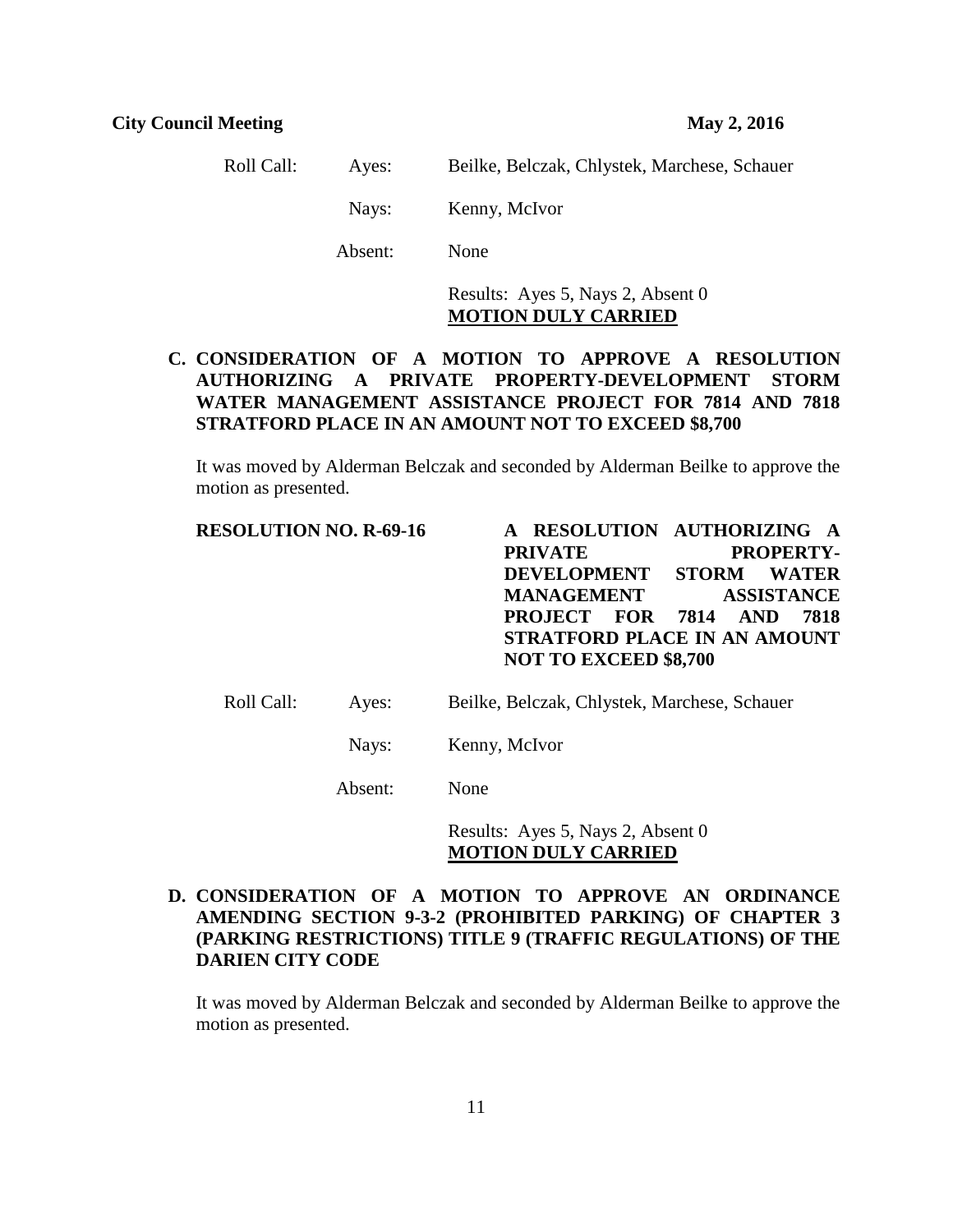Roll Call: Ayes: Beilke, Belczak, Chlystek, Marchese, Schauer

Nays: Kenny, McIvor

Absent: None

Results: Ayes 5, Nays 2, Absent 0
**MOTION DULY CARRIED**

**C. CONSIDERATION OF A MOTION TO APPROVE A RESOLUTION AUTHORIZING A PRIVATE PROPERTY-DEVELOPMENT STORM WATER MANAGEMENT ASSISTANCE PROJECT FOR 7814 AND 7818 STRATFORD PLACE IN AN AMOUNT NOT TO EXCEED $8,700**

It was moved by Alderman Belczak and seconded by Alderman Beilke to approve the motion as presented.

**RESOLUTION NO. R-69-16** **A RESOLUTION AUTHORIZING A PRIVATE PROPERTY-DEVELOPMENT STORM WATER MANAGEMENT ASSISTANCE PROJECT FOR 7814 AND 7818 STRATFORD PLACE IN AN AMOUNT NOT TO EXCEED $8,700**

Roll Call: Ayes: Beilke, Belczak, Chlystek, Marchese, Schauer

Nays: Kenny, McIvor

Absent: None

Results: Ayes 5, Nays 2, Absent 0
**MOTION DULY CARRIED**

**D. CONSIDERATION OF A MOTION TO APPROVE AN ORDINANCE AMENDING SECTION 9-3-2 (PROHIBITED PARKING) OF CHAPTER 3 (PARKING RESTRICTIONS) TITLE 9 (TRAFFIC REGULATIONS) OF THE DARIEN CITY CODE**

It was moved by Alderman Belczak and seconded by Alderman Beilke to approve the motion as presented.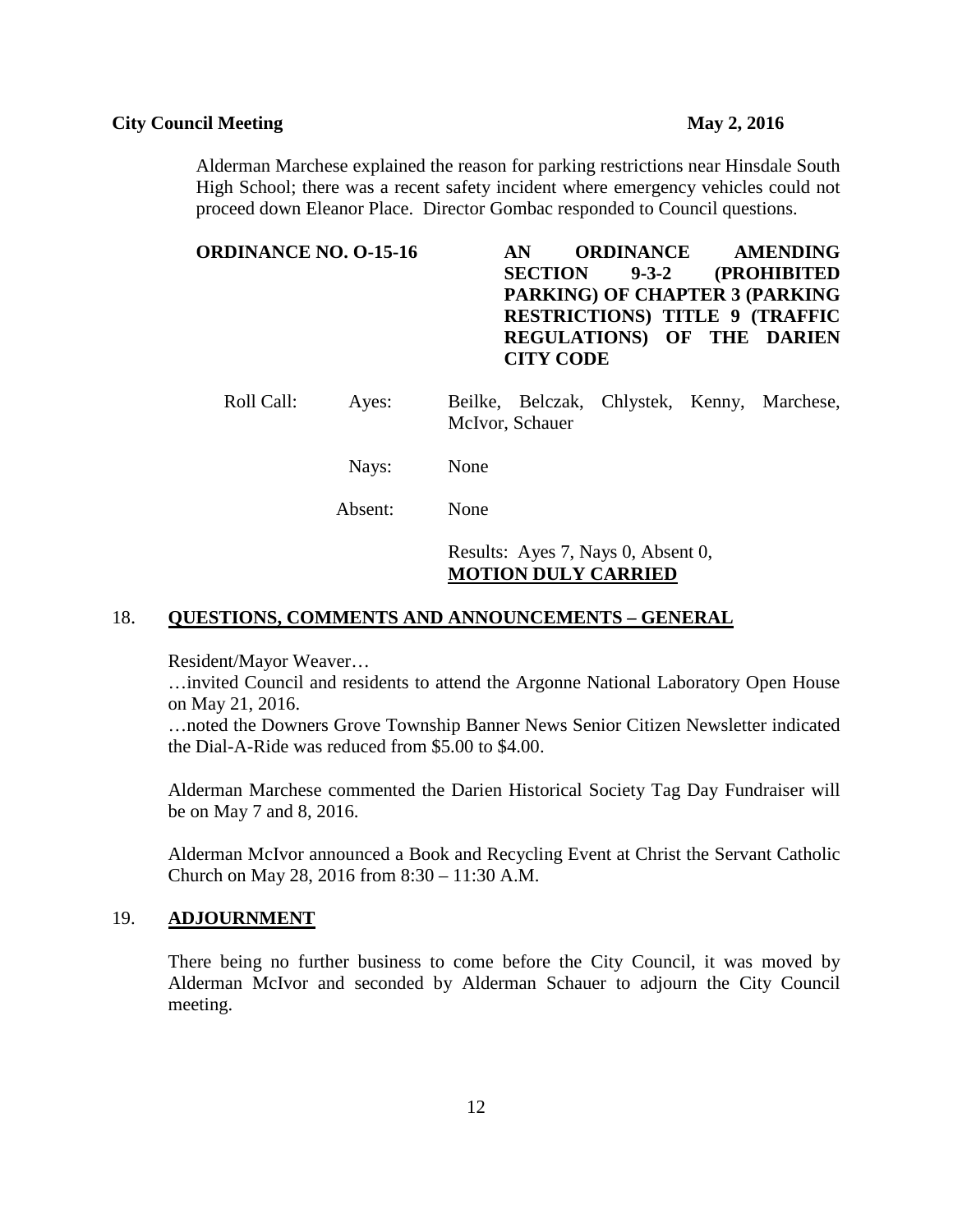Alderman Marchese explained the reason for parking restrictions near Hinsdale South High School; there was a recent safety incident where emergency vehicles could not proceed down Eleanor Place. Director Gombac responded to Council questions.

**ORDINANCE NO. O-15-16** **AN ORDINANCE AMENDING SECTION 9-3-2 (PROHIBITED PARKING) OF CHAPTER 3 (PARKING RESTRICTIONS) TITLE 9 (TRAFFIC REGULATIONS) OF THE DARIEN CITY CODE**

Roll Call: Ayes: Beilke, Belczak, Chlystek, Kenny, Marchese, McIvor, Schauer

Nays: None

Absent: None

Results: Ayes 7, Nays 0, Absent 0,
**MOTION DULY CARRIED**

## 18. QUESTIONS, COMMENTS AND ANNOUNCEMENTS – GENERAL

Resident/Mayor Weaver…

…invited Council and residents to attend the Argonne National Laboratory Open House on May 21, 2016.

…noted the Downers Grove Township Banner News Senior Citizen Newsletter indicated the Dial-A-Ride was reduced from $5.00 to $4.00.

Alderman Marchese commented the Darien Historical Society Tag Day Fundraiser will be on May 7 and 8, 2016.

Alderman McIvor announced a Book and Recycling Event at Christ the Servant Catholic Church on May 28, 2016 from 8:30 – 11:30 A.M.

## 19. ADJOURNMENT

There being no further business to come before the City Council, it was moved by Alderman McIvor and seconded by Alderman Schauer to adjourn the City Council meeting.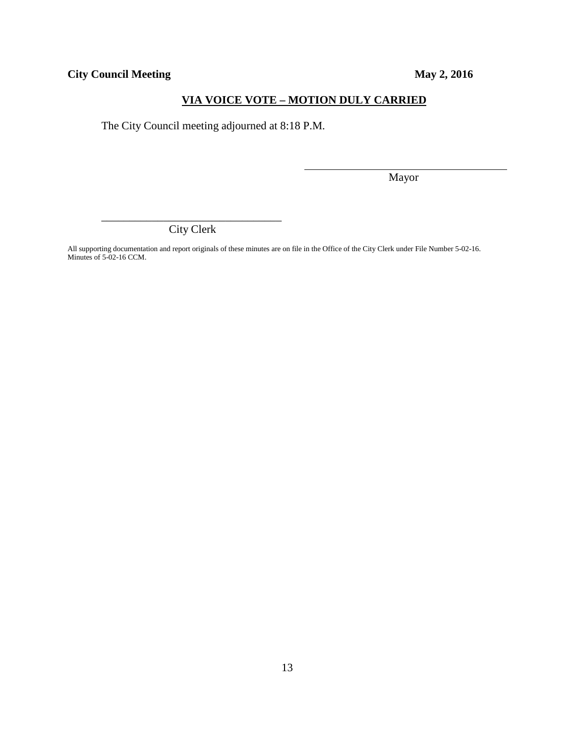**VIA VOICE VOTE – MOTION DULY CARRIED**

The City Council meeting adjourned at 8:18 P.M.

\_\_\_\_\_\_\_\_\_\_\_\_\_\_\_\_\_\_\_\_\_\_\_\_\_\_\_\_\_\_\_\_\_\_\_\_
Mayor

\_\_\_\_\_\_\_\_\_\_\_\_\_\_\_\_\_\_\_\_\_\_\_\_\_\_\_\_\_\_\_\_\_\_
City Clerk

All supporting documentation and report originals of these minutes are on file in the Office of the City Clerk under File Number 5-02-16.
Minutes of 5-02-16 CCM.